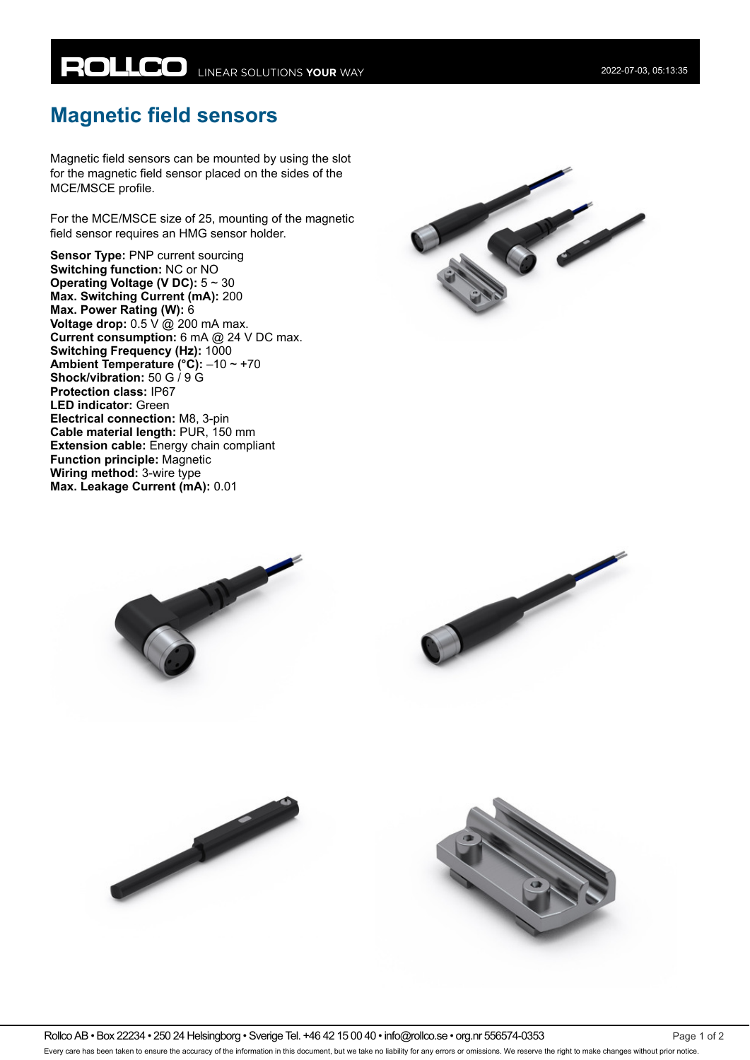# Magnetic field sensors

Magnetic field sensors can be mounted by using the slot for the magnetic field sensor placed on the sides of the MCE/MSCE profile.

For the MCE/MSCE size of 25, mounting of the magnetic field sensor requires an HMG sensor holder.

**Sensor Type:** PNP current sourcing
**Switching function:** NC or NO
**Operating Voltage (V DC):** 5 ~ 30
**Max. Switching Current (mA):** 200
**Max. Power Rating (W):** 6
**Voltage drop:** 0.5 V @ 200 mA max.
**Current consumption:** 6 mA @ 24 V DC max.
**Switching Frequency (Hz):** 1000
**Ambient Temperature (°C):** –10 ~ +70
**Shock/vibration:** 50 G / 9 G
**Protection class:** IP67
**LED indicator:** Green
**Electrical connection:** M8, 3-pin
**Cable material length:** PUR, 150 mm
**Extension cable:** Energy chain compliant
**Function principle:** Magnetic
**Wiring method:** 3-wire type
**Max. Leakage Current (mA):** 0.01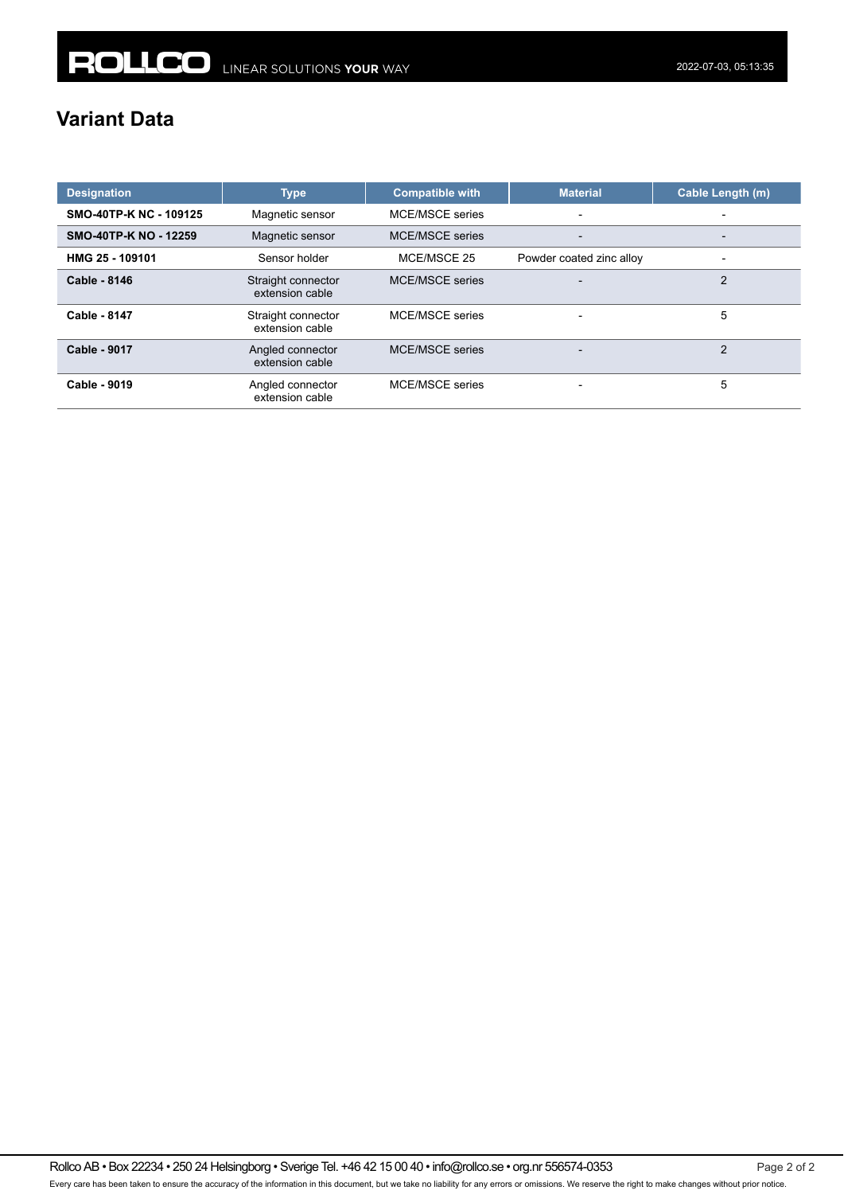## Variant Data

| Designation | Type | Compatible with | Material | Cable Length (m) |
|---|---|---|---|---|
| **SMO-40TP-K NC - 109125** | Magnetic sensor | MCE/MSCE series | - | - |
| **SMO-40TP-K NO - 12259** | Magnetic sensor | MCE/MSCE series | - | - |
| **HMG 25 - 109101** | Sensor holder | MCE/MSCE 25 | Powder coated zinc alloy | - |
| **Cable - 8146** | Straight connector extension cable | MCE/MSCE series | - | 2 |
| **Cable - 8147** | Straight connector extension cable | MCE/MSCE series | - | 5 |
| **Cable - 9017** | Angled connector extension cable | MCE/MSCE series | - | 2 |
| **Cable - 9019** | Angled connector extension cable | MCE/MSCE series | - | 5 |